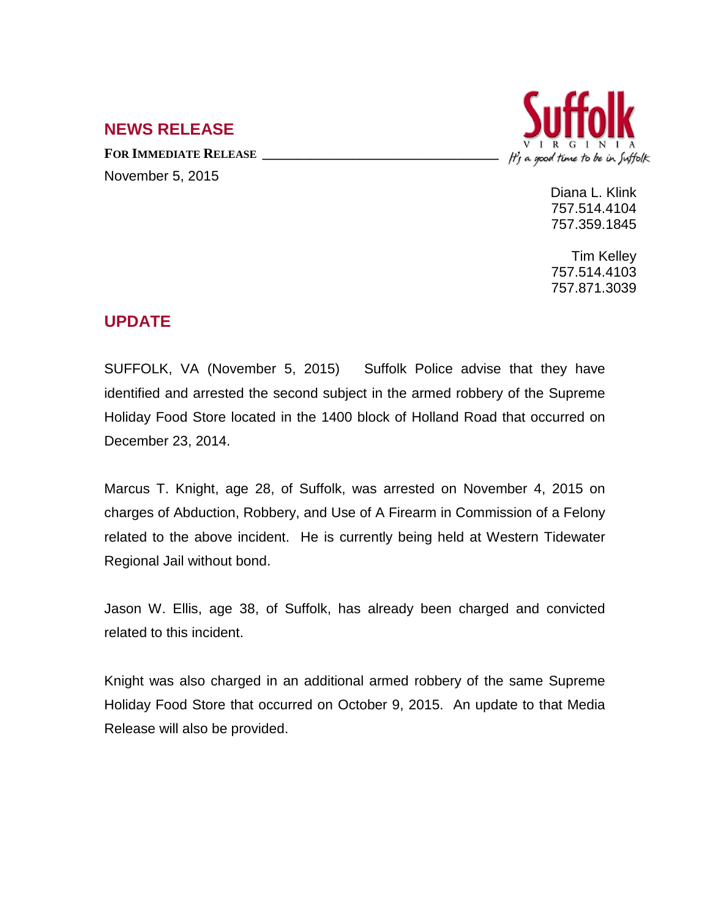## NEWS RELEASE

**FOR IMMEDIATE RELEASE**

November 5, 2015

Suffolk
VIRGINIA
It's a good time to be in Suffolk

Diana L. Klink
757.514.4104
757.359.1845

Tim Kelley
757.514.4103
757.871.3039

## UPDATE

SUFFOLK, VA (November 5, 2015) Suffolk Police advise that they have identified and arrested the second subject in the armed robbery of the Supreme Holiday Food Store located in the 1400 block of Holland Road that occurred on December 23, 2014.

Marcus T. Knight, age 28, of Suffolk, was arrested on November 4, 2015 on charges of Abduction, Robbery, and Use of A Firearm in Commission of a Felony related to the above incident. He is currently being held at Western Tidewater Regional Jail without bond.

Jason W. Ellis, age 38, of Suffolk, has already been charged and convicted related to this incident.

Knight was also charged in an additional armed robbery of the same Supreme Holiday Food Store that occurred on October 9, 2015. An update to that Media Release will also be provided.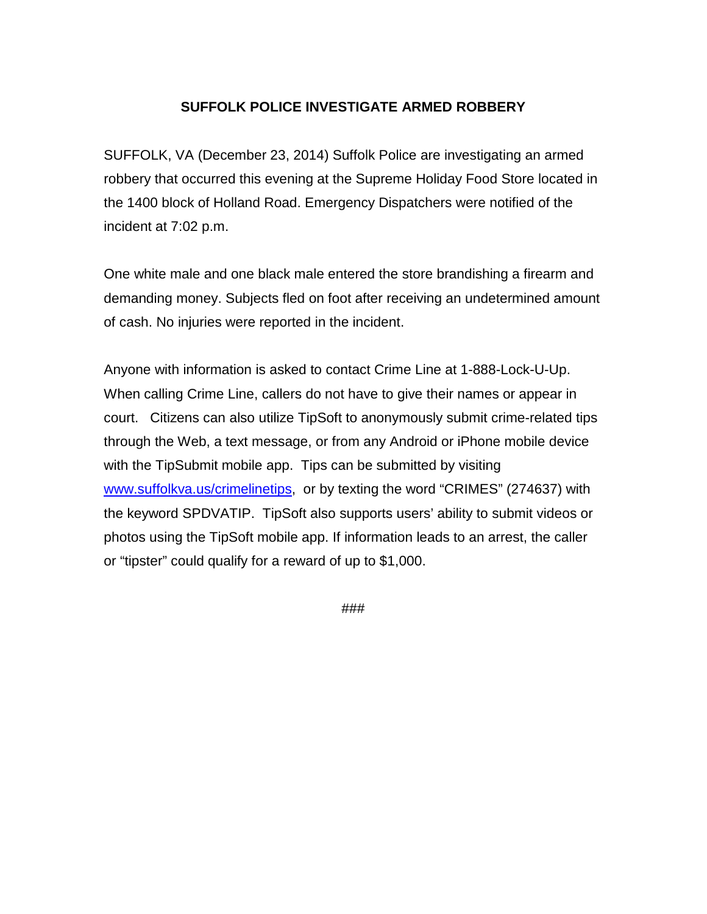# SUFFOLK POLICE INVESTIGATE ARMED ROBBERY

SUFFOLK, VA (December 23, 2014) Suffolk Police are investigating an armed robbery that occurred this evening at the Supreme Holiday Food Store located in the 1400 block of Holland Road. Emergency Dispatchers were notified of the incident at 7:02 p.m.

One white male and one black male entered the store brandishing a firearm and demanding money. Subjects fled on foot after receiving an undetermined amount of cash. No injuries were reported in the incident.

Anyone with information is asked to contact Crime Line at 1-888-Lock-U-Up. When calling Crime Line, callers do not have to give their names or appear in court. Citizens can also utilize TipSoft to anonymously submit crime-related tips through the Web, a text message, or from any Android or iPhone mobile device with the TipSubmit mobile app. Tips can be submitted by visiting [www.suffolkva.us/crimelinetips](http://www.suffolkva.us/crimelinetips), or by texting the word "CRIMES" (274637) with the keyword SPDVATIP. TipSoft also supports users' ability to submit videos or photos using the TipSoft mobile app. If information leads to an arrest, the caller or "tipster" could qualify for a reward of up to $1,000.

###